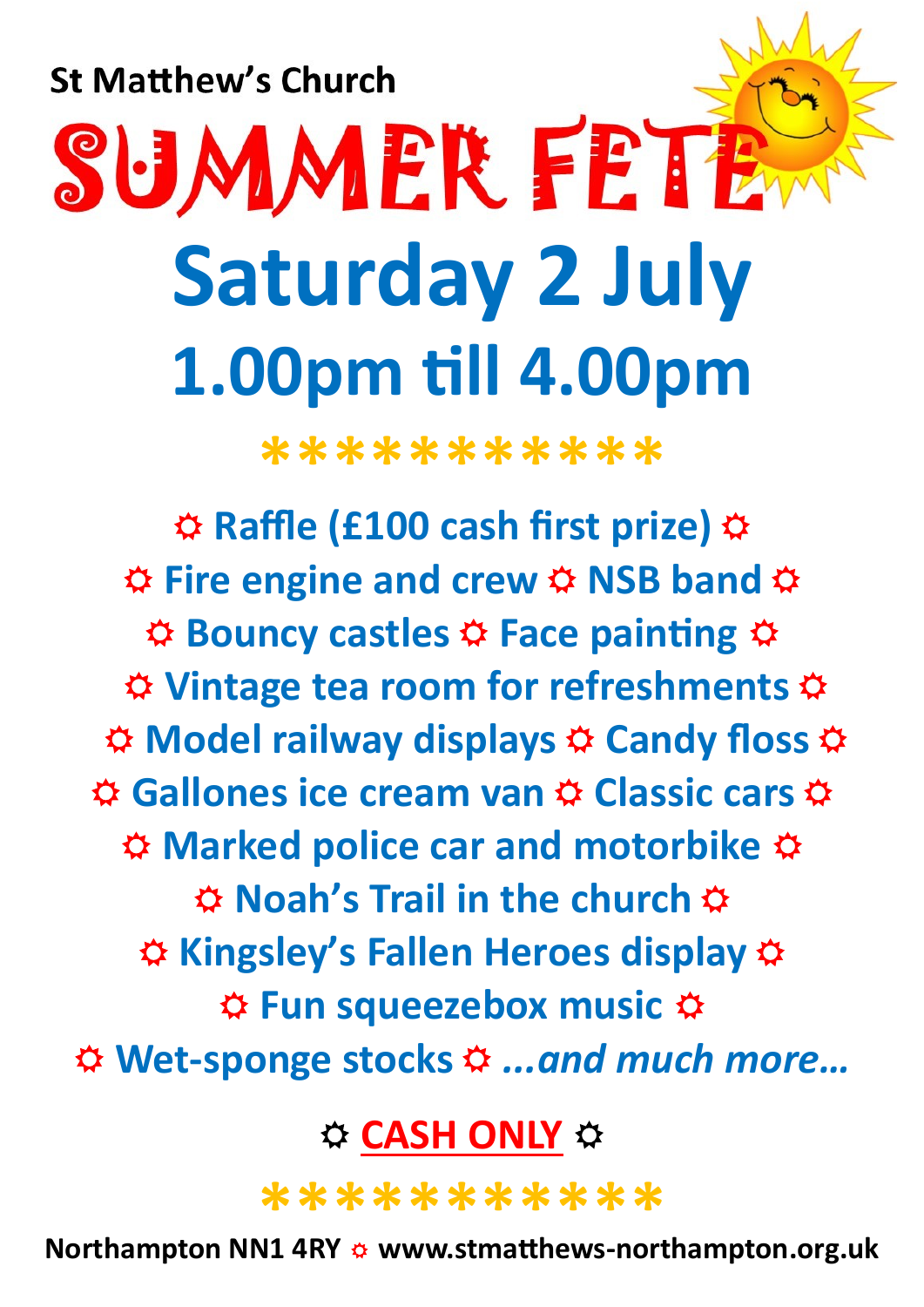**St Matthew's Church**

# SUMMER FETE

## Saturday 2 July

## 1.00pm till 4.00pm

************

☼ Raffle (£100 cash first prize) ☼

☼ Fire engine and crew ☼ NSB band ☼

☼ Bouncy castles ☼ Face painting ☼

☼ Vintage tea room for refreshments ☼

☼ Model railway displays ☼ Candy floss ☼

☼ Gallones ice cream van ☼ Classic cars ☼

☼ Marked police car and motorbike ☼

☼ Noah's Trail in the church ☼

☼ Kingsley's Fallen Heroes display ☼

☼ Fun squeezebox music ☼

☼ Wet-sponge stocks ☼ *...and much more...*

☼ **CASH ONLY** ☼

************

**Northampton NN1 4RY ☼ www.stmatthews-northampton.org.uk**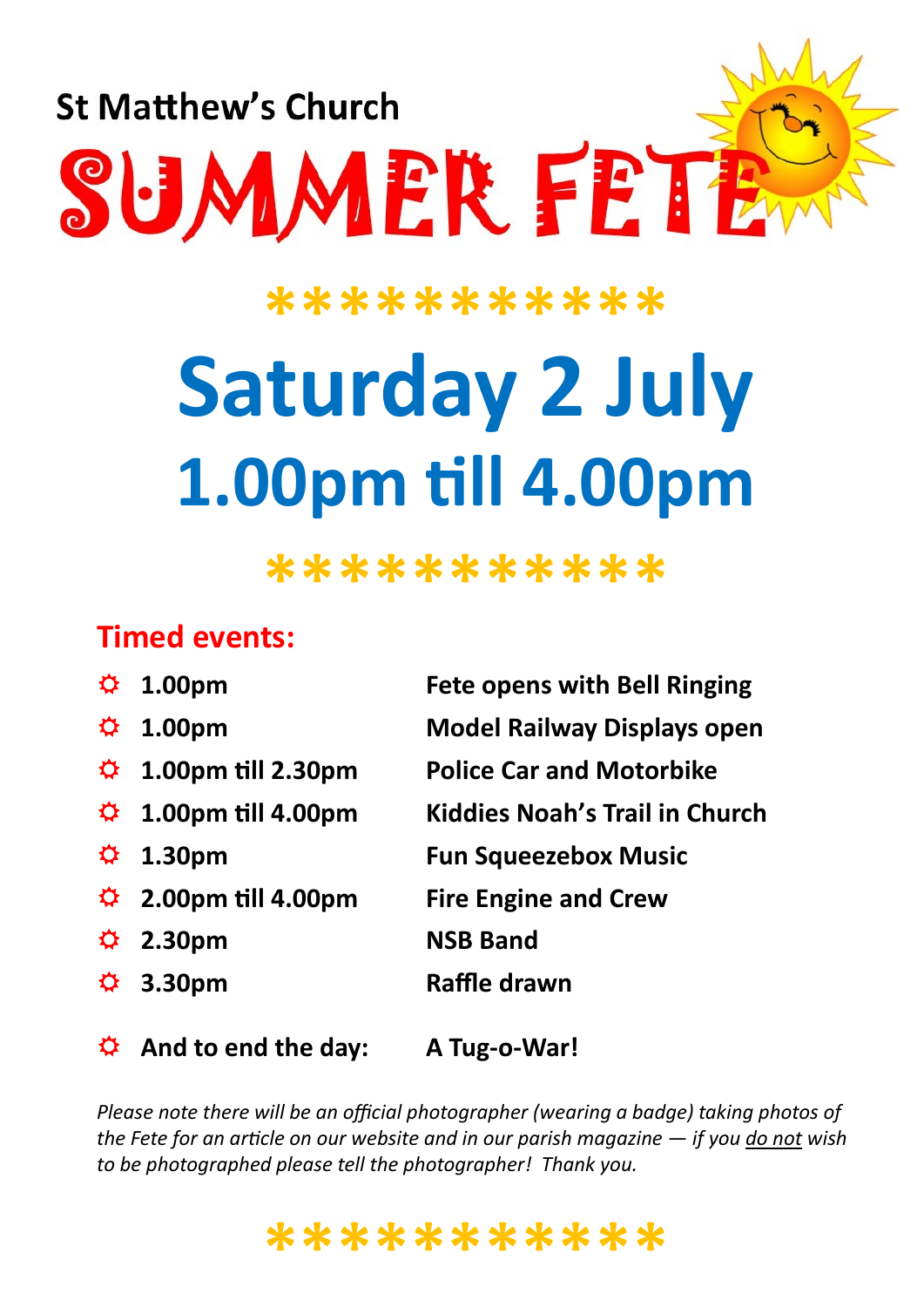St Matthew's Church

# SUMMER FETE

************

## Saturday 2 July
## 1.00pm till 4.00pm

************

### Timed events:

| | |
|---|---|
| 1.00pm | Fete opens with Bell Ringing |
| 1.00pm | Model Railway Displays open |
| 1.00pm till 2.30pm | Police Car and Motorbike |
| 1.00pm till 4.00pm | Kiddies Noah's Trail in Church |
| 1.30pm | Fun Squeezebox Music |
| 2.00pm till 4.00pm | Fire Engine and Crew |
| 2.30pm | NSB Band |
| 3.30pm | Raffle drawn |
| **And to end the day:** | **A Tug-o-War!** |

*Please note there will be an official photographer (wearing a badge) taking photos of the Fete for an article on our website and in our parish magazine — if you <u>do not</u> wish to be photographed please tell the photographer! Thank you.*

************